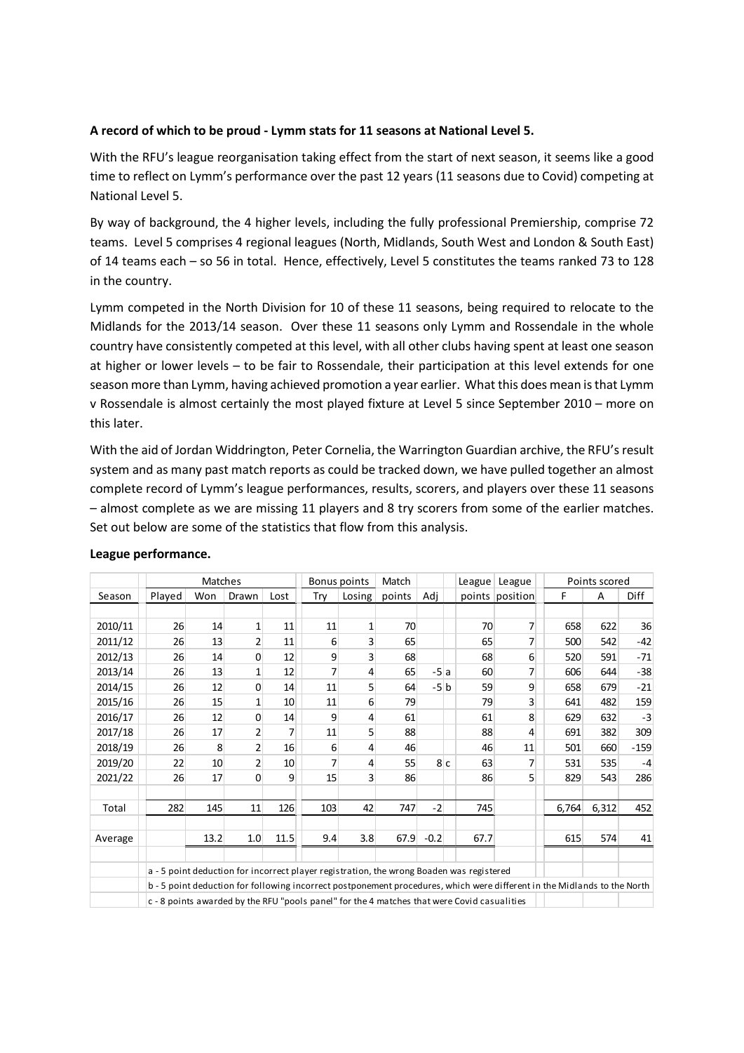**A record of which to be proud - Lymm stats for 11 seasons at National Level 5.**

With the RFU's league reorganisation taking effect from the start of next season, it seems like a good time to reflect on Lymm's performance over the past 12 years (11 seasons due to Covid) competing at National Level 5.

By way of background, the 4 higher levels, including the fully professional Premiership, comprise 72 teams. Level 5 comprises 4 regional leagues (North, Midlands, South West and London & South East) of 14 teams each – so 56 in total. Hence, effectively, Level 5 constitutes the teams ranked 73 to 128 in the country.

Lymm competed in the North Division for 10 of these 11 seasons, being required to relocate to the Midlands for the 2013/14 season. Over these 11 seasons only Lymm and Rossendale in the whole country have consistently competed at this level, with all other clubs having spent at least one season at higher or lower levels – to be fair to Rossendale, their participation at this level extends for one season more than Lymm, having achieved promotion a year earlier. What this does mean is that Lymm v Rossendale is almost certainly the most played fixture at Level 5 since September 2010 – more on this later.

With the aid of Jordan Widdrington, Peter Cornelia, the Warrington Guardian archive, the RFU's result system and as many past match reports as could be tracked down, we have pulled together an almost complete record of Lymm's league performances, results, scorers, and players over these 11 seasons – almost complete as we are missing 11 players and 8 try scorers from some of the earlier matches. Set out below are some of the statistics that flow from this analysis.

**League performance.**

| | Matches | | | | Bonus points | | Match | | | League | League | Points scored | | |
|---|---|---|---|---|---|---|---|---|---|---|---|---|---|---|
| Season | Played | Won | Drawn | Lost | Try | Losing | points | Adj | | points | position | F | A | Diff |
| 2010/11 | 26 | 14 | 1 | 11 | 11 | 1 | 70 | | | 70 | 7 | 658 | 622 | 36 |
| 2011/12 | 26 | 13 | 2 | 11 | 6 | 3 | 65 | | | 65 | 7 | 500 | 542 | -42 |
| 2012/13 | 26 | 14 | 0 | 12 | 9 | 3 | 68 | | | 68 | 6 | 520 | 591 | -71 |
| 2013/14 | 26 | 13 | 1 | 12 | 7 | 4 | 65 | -5 | a | 60 | 7 | 606 | 644 | -38 |
| 2014/15 | 26 | 12 | 0 | 14 | 11 | 5 | 64 | -5 | b | 59 | 9 | 658 | 679 | -21 |
| 2015/16 | 26 | 15 | 1 | 10 | 11 | 6 | 79 | | | 79 | 3 | 641 | 482 | 159 |
| 2016/17 | 26 | 12 | 0 | 14 | 9 | 4 | 61 | | | 61 | 8 | 629 | 632 | -3 |
| 2017/18 | 26 | 17 | 2 | 7 | 11 | 5 | 88 | | | 88 | 4 | 691 | 382 | 309 |
| 2018/19 | 26 | 8 | 2 | 16 | 6 | 4 | 46 | | | 46 | 11 | 501 | 660 | -159 |
| 2019/20 | 22 | 10 | 2 | 10 | 7 | 4 | 55 | 8 | c | 63 | 7 | 531 | 535 | -4 |
| 2021/22 | 26 | 17 | 0 | 9 | 15 | 3 | 86 | | | 86 | 5 | 829 | 543 | 286 |
| Total | 282 | 145 | 11 | 126 | 103 | 42 | 747 | -2 | | 745 | | 6,764 | 6,312 | 452 |
| Average | | 13.2 | 1.0 | 11.5 | 9.4 | 3.8 | 67.9 | -0.2 | | 67.7 | | 615 | 574 | 41 |

a - 5 point deduction for incorrect player registration, the wrong Boaden was registered

b - 5 point deduction for following incorrect postponement procedures, which were different in the Midlands to the North

c - 8 points awarded by the RFU "pools panel" for the 4 matches that were Covid casualities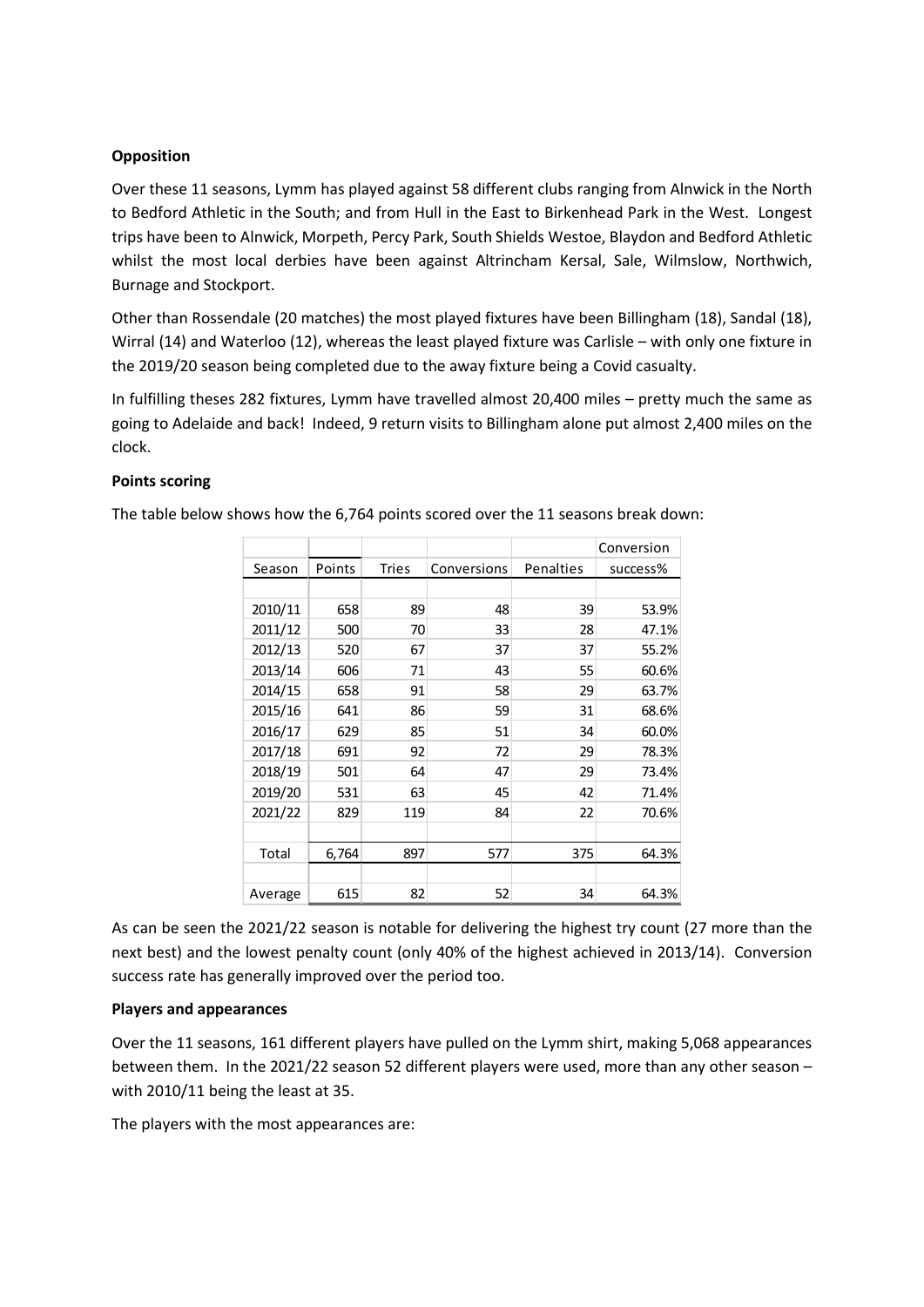**Opposition**

Over these 11 seasons, Lymm has played against 58 different clubs ranging from Alnwick in the North to Bedford Athletic in the South; and from Hull in the East to Birkenhead Park in the West. Longest trips have been to Alnwick, Morpeth, Percy Park, South Shields Westoe, Blaydon and Bedford Athletic whilst the most local derbies have been against Altrincham Kersal, Sale, Wilmslow, Northwich, Burnage and Stockport.

Other than Rossendale (20 matches) the most played fixtures have been Billingham (18), Sandal (18), Wirral (14) and Waterloo (12), whereas the least played fixture was Carlisle – with only one fixture in the 2019/20 season being completed due to the away fixture being a Covid casualty.

In fulfilling theses 282 fixtures, Lymm have travelled almost 20,400 miles – pretty much the same as going to Adelaide and back! Indeed, 9 return visits to Billingham alone put almost 2,400 miles on the clock.

**Points scoring**

The table below shows how the 6,764 points scored over the 11 seasons break down:

| Season | Points | Tries | Conversions | Penalties | Conversion success% |
|---|---|---|---|---|---|
| 2010/11 | 658 | 89 | 48 | 39 | 53.9% |
| 2011/12 | 500 | 70 | 33 | 28 | 47.1% |
| 2012/13 | 520 | 67 | 37 | 37 | 55.2% |
| 2013/14 | 606 | 71 | 43 | 55 | 60.6% |
| 2014/15 | 658 | 91 | 58 | 29 | 63.7% |
| 2015/16 | 641 | 86 | 59 | 31 | 68.6% |
| 2016/17 | 629 | 85 | 51 | 34 | 60.0% |
| 2017/18 | 691 | 92 | 72 | 29 | 78.3% |
| 2018/19 | 501 | 64 | 47 | 29 | 73.4% |
| 2019/20 | 531 | 63 | 45 | 42 | 71.4% |
| 2021/22 | 829 | 119 | 84 | 22 | 70.6% |
| Total | 6,764 | 897 | 577 | 375 | 64.3% |
| Average | 615 | 82 | 52 | 34 | 64.3% |

As can be seen the 2021/22 season is notable for delivering the highest try count (27 more than the next best) and the lowest penalty count (only 40% of the highest achieved in 2013/14). Conversion success rate has generally improved over the period too.

**Players and appearances**

Over the 11 seasons, 161 different players have pulled on the Lymm shirt, making 5,068 appearances between them. In the 2021/22 season 52 different players were used, more than any other season – with 2010/11 being the least at 35.

The players with the most appearances are: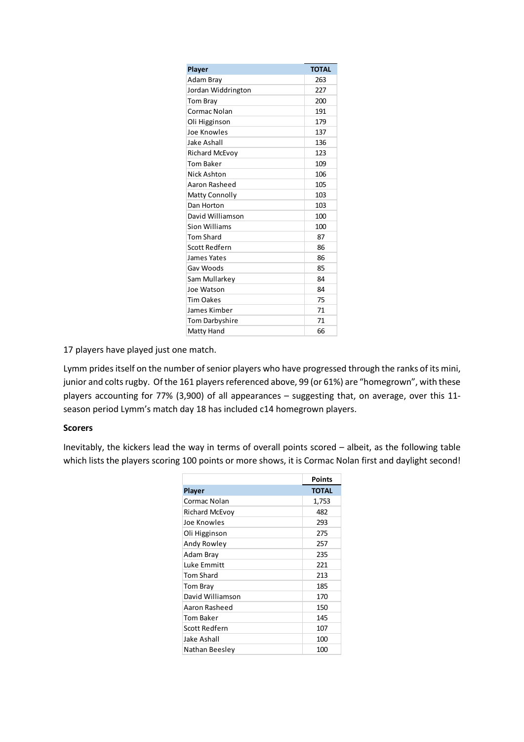| Player | TOTAL |
|---|---|
| Adam Bray | 263 |
| Jordan Widdrington | 227 |
| Tom Bray | 200 |
| Cormac Nolan | 191 |
| Oli Higginson | 179 |
| Joe Knowles | 137 |
| Jake Ashall | 136 |
| Richard McEvoy | 123 |
| Tom Baker | 109 |
| Nick Ashton | 106 |
| Aaron Rasheed | 105 |
| Matty Connolly | 103 |
| Dan Horton | 103 |
| David Williamson | 100 |
| Sion Williams | 100 |
| Tom Shard | 87 |
| Scott Redfern | 86 |
| James Yates | 86 |
| Gav Woods | 85 |
| Sam Mullarkey | 84 |
| Joe Watson | 84 |
| Tim Oakes | 75 |
| James Kimber | 71 |
| Tom Darbyshire | 71 |
| Matty Hand | 66 |

17 players have played just one match.

Lymm prides itself on the number of senior players who have progressed through the ranks of its mini, junior and colts rugby. Of the 161 players referenced above, 99 (or 61%) are "homegrown", with these players accounting for 77% (3,900) of all appearances – suggesting that, on average, over this 11-season period Lymm's match day 18 has included c14 homegrown players.

**Scorers**

Inevitably, the kickers lead the way in terms of overall points scored – albeit, as the following table which lists the players scoring 100 points or more shows, it is Cormac Nolan first and daylight second!

| | Points |
|---|---|
| **Player** | **TOTAL** |
| Cormac Nolan | 1,753 |
| Richard McEvoy | 482 |
| Joe Knowles | 293 |
| Oli Higginson | 275 |
| Andy Rowley | 257 |
| Adam Bray | 235 |
| Luke Emmitt | 221 |
| Tom Shard | 213 |
| Tom Bray | 185 |
| David Williamson | 170 |
| Aaron Rasheed | 150 |
| Tom Baker | 145 |
| Scott Redfern | 107 |
| Jake Ashall | 100 |
| Nathan Beesley | 100 |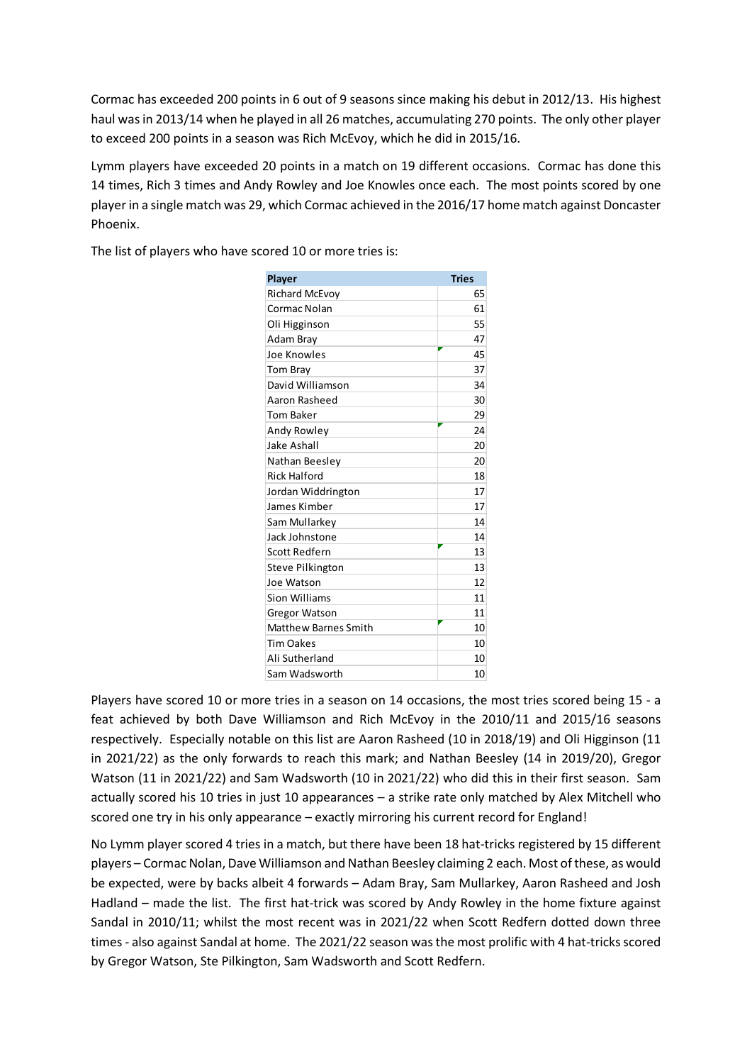Cormac has exceeded 200 points in 6 out of 9 seasons since making his debut in 2012/13. His highest haul was in 2013/14 when he played in all 26 matches, accumulating 270 points. The only other player to exceed 200 points in a season was Rich McEvoy, which he did in 2015/16.

Lymm players have exceeded 20 points in a match on 19 different occasions. Cormac has done this 14 times, Rich 3 times and Andy Rowley and Joe Knowles once each. The most points scored by one player in a single match was 29, which Cormac achieved in the 2016/17 home match against Doncaster Phoenix.

The list of players who have scored 10 or more tries is:

| Player | Tries |
|---|---|
| Richard McEvoy | 65 |
| Cormac Nolan | 61 |
| Oli Higginson | 55 |
| Adam Bray | 47 |
| Joe Knowles | 45 |
| Tom Bray | 37 |
| David Williamson | 34 |
| Aaron Rasheed | 30 |
| Tom Baker | 29 |
| Andy Rowley | 24 |
| Jake Ashall | 20 |
| Nathan Beesley | 20 |
| Rick Halford | 18 |
| Jordan Widdrington | 17 |
| James Kimber | 17 |
| Sam Mullarkey | 14 |
| Jack Johnstone | 14 |
| Scott Redfern | 13 |
| Steve Pilkington | 13 |
| Joe Watson | 12 |
| Sion Williams | 11 |
| Gregor Watson | 11 |
| Matthew Barnes Smith | 10 |
| Tim Oakes | 10 |
| Ali Sutherland | 10 |
| Sam Wadsworth | 10 |

Players have scored 10 or more tries in a season on 14 occasions, the most tries scored being 15 - a feat achieved by both Dave Williamson and Rich McEvoy in the 2010/11 and 2015/16 seasons respectively. Especially notable on this list are Aaron Rasheed (10 in 2018/19) and Oli Higginson (11 in 2021/22) as the only forwards to reach this mark; and Nathan Beesley (14 in 2019/20), Gregor Watson (11 in 2021/22) and Sam Wadsworth (10 in 2021/22) who did this in their first season. Sam actually scored his 10 tries in just 10 appearances – a strike rate only matched by Alex Mitchell who scored one try in his only appearance – exactly mirroring his current record for England!

No Lymm player scored 4 tries in a match, but there have been 18 hat-tricks registered by 15 different players – Cormac Nolan, Dave Williamson and Nathan Beesley claiming 2 each. Most of these, as would be expected, were by backs albeit 4 forwards – Adam Bray, Sam Mullarkey, Aaron Rasheed and Josh Hadland – made the list. The first hat-trick was scored by Andy Rowley in the home fixture against Sandal in 2010/11; whilst the most recent was in 2021/22 when Scott Redfern dotted down three times - also against Sandal at home. The 2021/22 season was the most prolific with 4 hat-tricks scored by Gregor Watson, Ste Pilkington, Sam Wadsworth and Scott Redfern.